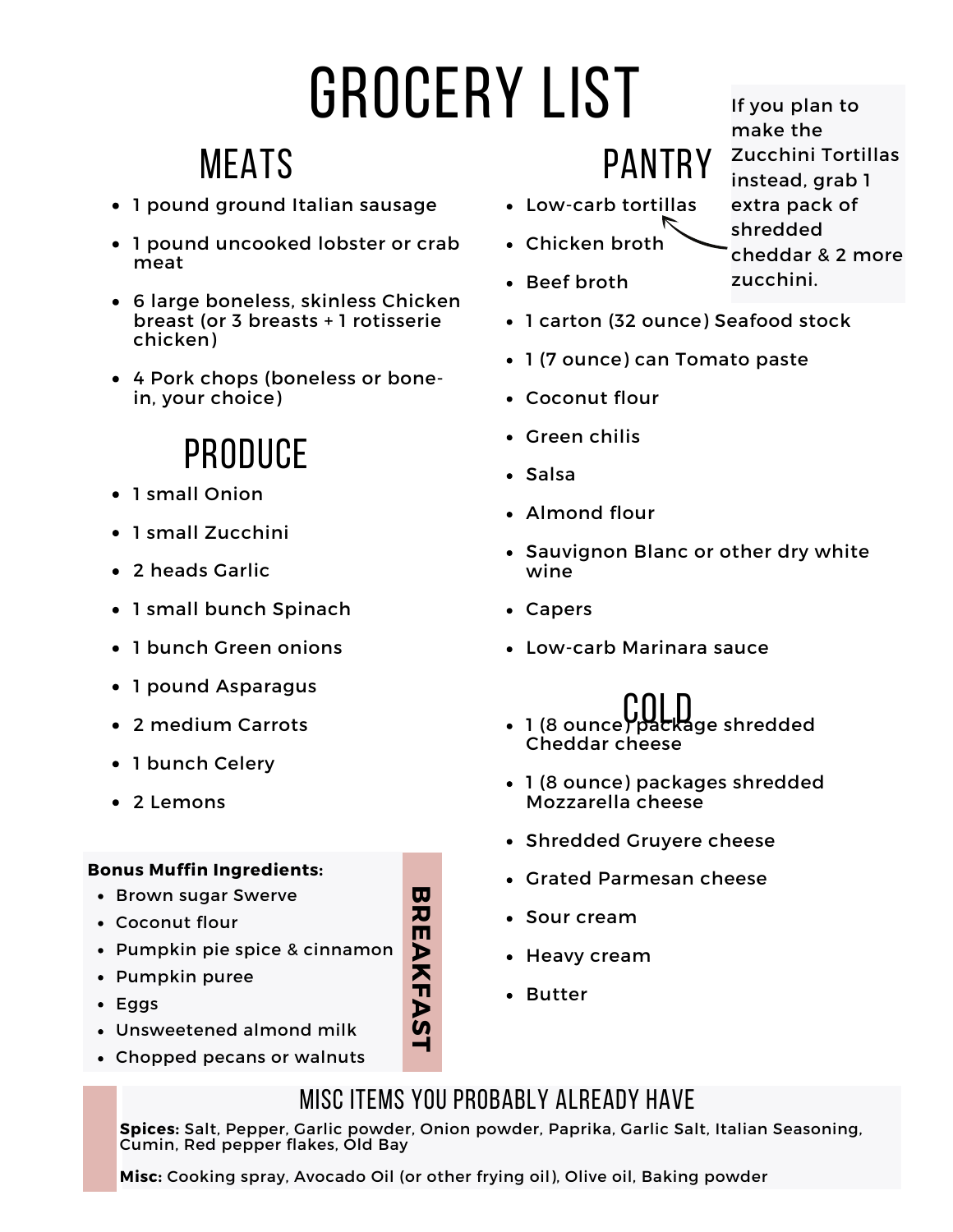# GROCERY LIST

## MEATS

- 1 pound ground Italian sausage
- 1 pound uncooked lobster or crab meat
- 6 large boneless, skinless Chicken breast (or 3 breasts + 1 rotisserie chicken)
- 4 Pork chops (boneless or bone-in, your choice)

## PRODUCE

- 1 small Onion
- 1 small Zucchini
- 2 heads Garlic
- 1 small bunch Spinach
- 1 bunch Green onions
- 1 pound Asparagus
- 2 medium Carrots
- 1 bunch Celery
- 2 Lemons

**BREAKFAST**

**Bonus Muffin Ingredients:**

- Brown sugar Swerve
- Coconut flour
- Pumpkin pie spice & cinnamon
- Pumpkin puree
- Eggs
- Unsweetened almond milk
- Chopped pecans or walnuts

## PANTRY

- Low-carb tortillas
- Chicken broth
- Beef broth
- 1 carton (32 ounce) Seafood stock
- 1 (7 ounce) can Tomato paste
- Coconut flour
- Green chilis
- Salsa
- Almond flour
- Sauvignon Blanc or other dry white wine
- Capers
- Low-carb Marinara sauce

If you plan to make the Zucchini Tortillas instead, grab 1 extra pack of shredded cheddar & 2 more zucchini.

## COLD

- 1 (8 ounce) package shredded Cheddar cheese
- 1 (8 ounce) packages shredded Mozzarella cheese
- Shredded Gruyere cheese
- Grated Parmesan cheese
- Sour cream
- Heavy cream
- Butter

## MISC ITEMS YOU PROBABLY ALREADY HAVE

**Spices:** Salt, Pepper, Garlic powder, Onion powder, Paprika, Garlic Salt, Italian Seasoning, Cumin, Red pepper flakes, Old Bay

**Misc:** Cooking spray, Avocado Oil (or other frying oil), Olive oil, Baking powder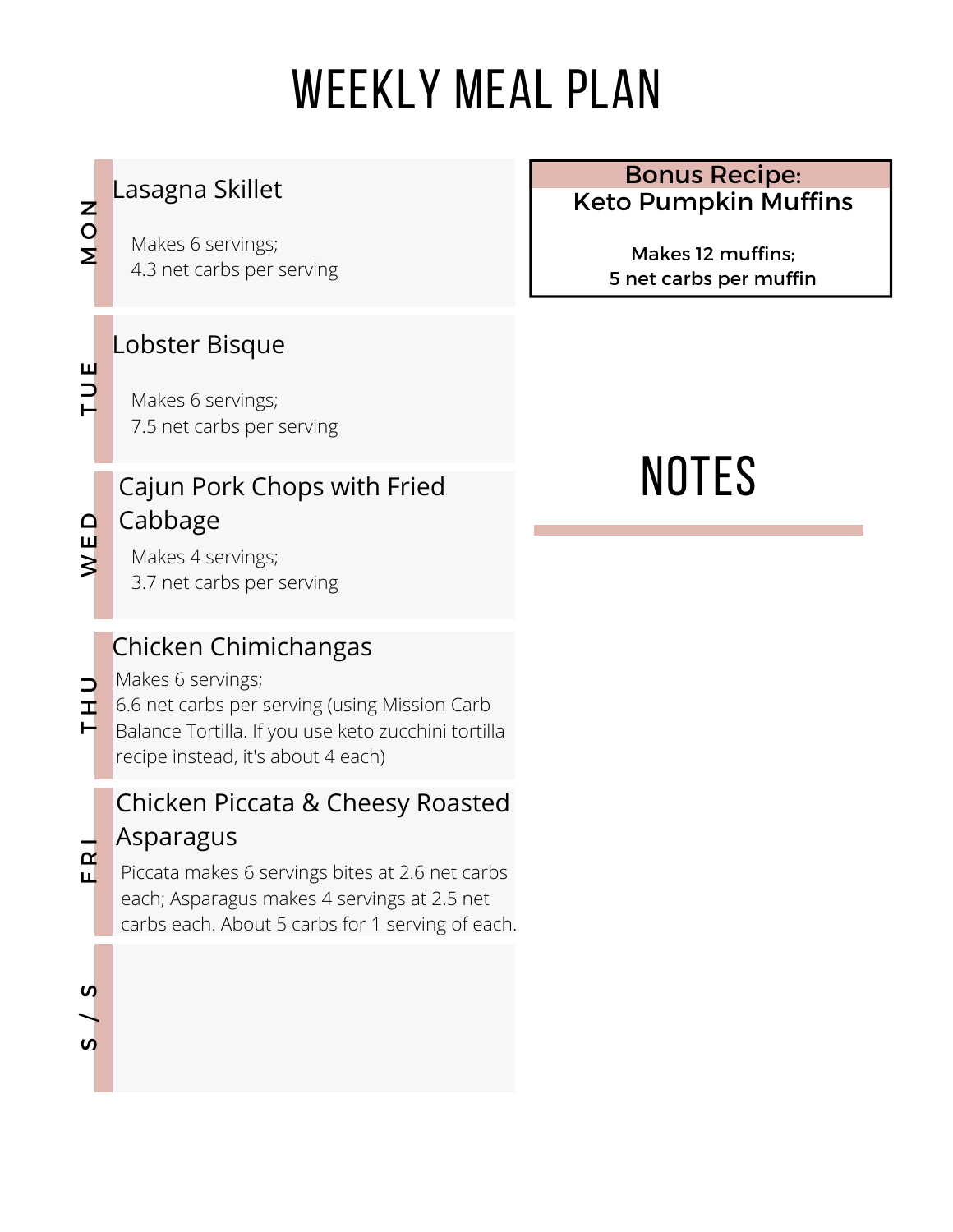# WEEKLY MEAL PLAN

## MON

### Lasagna Skillet

Makes 6 servings;
4.3 net carbs per serving

## TUE

### Lobster Bisque

Makes 6 servings;
7.5 net carbs per serving

## WED

### Cajun Pork Chops with Fried Cabbage

Makes 4 servings;
3.7 net carbs per serving

## THU

### Chicken Chimichangas

Makes 6 servings;
6.6 net carbs per serving (using Mission Carb Balance Tortilla. If you use keto zucchini tortilla recipe instead, it's about 4 each)

## FRI

### Chicken Piccata & Cheesy Roasted Asparagus

Piccata makes 6 servings bites at 2.6 net carbs each; Asparagus makes 4 servings at 2.5 net carbs each. About 5 carbs for 1 serving of each.

## S / S

## Bonus Recipe:

### Keto Pumpkin Muffins

**Makes 12 muffins;**
**5 net carbs per muffin**

## NOTES